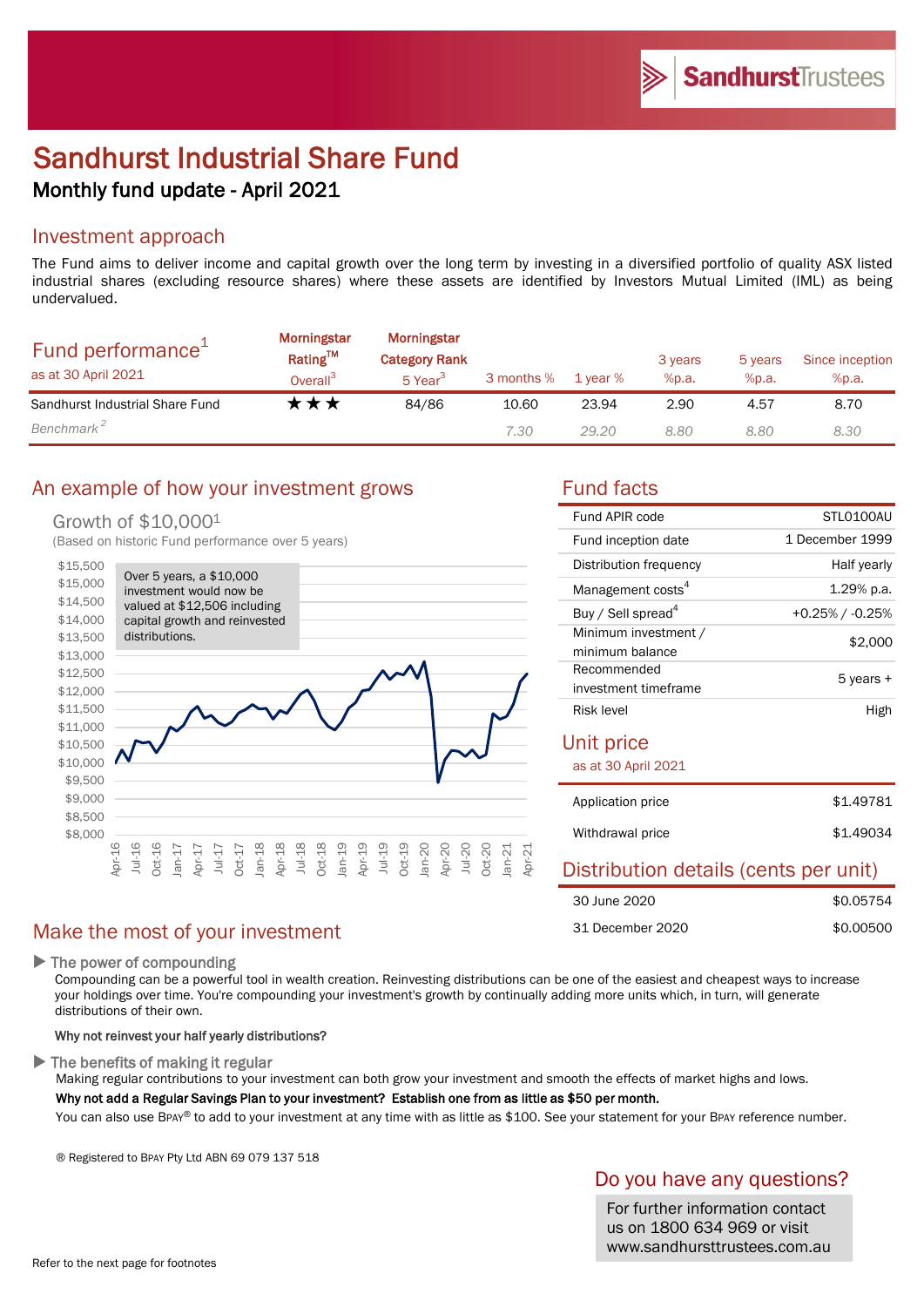# Sandhurst Industrial Share Fund

## Monthly fund update - April 2021

## Investment approach

The Fund aims to deliver income and capital growth over the long term by investing in a diversified portfolio of quality ASX listed industrial shares (excluding resource shares) where these assets are identified by Investors Mutual Limited (IML) as being undervalued.

| Fund performance[1] as at 30 April 2021 | Morningstar Rating™ Overall[3] | Morningstar Category Rank 5 Year[3] | 3 months % | 1 year % | 3 years %p.a. | 5 years %p.a. | Since inception %p.a. |
|---|---|---|---|---|---|---|---|
| Sandhurst Industrial Share Fund | ★★★ | 84/86 | 10.60 | 23.94 | 2.90 | 4.57 | 8.70 |
| *Benchmark[2]* | | | *7.30* | *29.20* | *8.80* | *8.80* | *8.30* |

## An example of how your investment grows

Growth of $10,000[1]

(Based on historic Fund performance over 5 years)

Over 5 years, a $10,000 investment would now be valued at $12,506 including capital growth and reinvested distributions.

## Fund facts

| | |
|---|---|
| Fund APIR code | STL0100AU |
| Fund inception date | 1 December 1999 |
| Distribution frequency | Half yearly |
| Management costs[4] | 1.29% p.a. |
| Buy / Sell spread[4] | +0.25% / -0.25% |
| Minimum investment / minimum balance | $2,000 |
| Recommended investment timeframe | 5 years + |
| Risk level | High |

## Unit price

as at 30 April 2021

| | |
|---|---|
| Application price | $1.49781 |
| Withdrawal price | $1.49034 |

## Distribution details (cents per unit)

| | |
|---|---|
| 30 June 2020 | $0.05754 |
| 31 December 2020 | $0.00500 |

## Make the most of your investment

### The power of compounding

Compounding can be a powerful tool in wealth creation. Reinvesting distributions can be one of the easiest and cheapest ways to increase your holdings over time. You're compounding your investment's growth by continually adding more units which, in turn, will generate distributions of their own.

**Why not reinvest your half yearly distributions?**

### The benefits of making it regular

Making regular contributions to your investment can both grow your investment and smooth the effects of market highs and lows.

**Why not add a Regular Savings Plan to your investment? Establish one from as little as $50 per month.**

You can also use BPAY® to add to your investment at any time with as little as $100. See your statement for your BPAY reference number.

® Registered to BPAY Pty Ltd ABN 69 079 137 518

## Do you have any questions?

For further information contact us on 1800 634 969 or visit www.sandhursttrustees.com.au

Refer to the next page for footnotes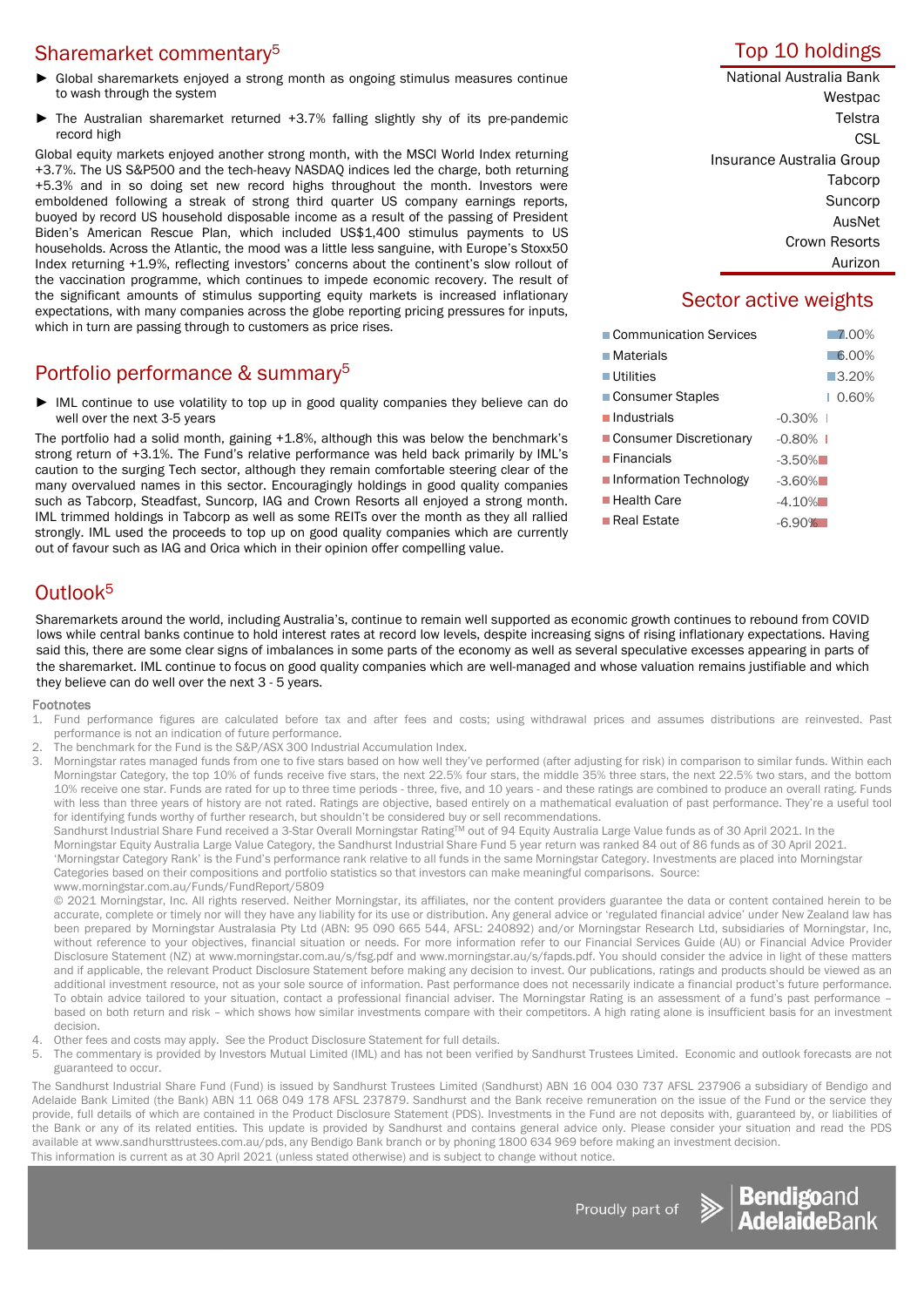## Sharemarket commentary[5]

- Global sharemarkets enjoyed a strong month as ongoing stimulus measures continue to wash through the system
- The Australian sharemarket returned +3.7% falling slightly shy of its pre-pandemic record high

Global equity markets enjoyed another strong month, with the MSCI World Index returning +3.7%. The US S&P500 and the tech-heavy NASDAQ indices led the charge, both returning +5.3% and in so doing set new record highs throughout the month. Investors were emboldened following a streak of strong third quarter US company earnings reports, buoyed by record US household disposable income as a result of the passing of President Biden's American Rescue Plan, which included US$1,400 stimulus payments to US households. Across the Atlantic, the mood was a little less sanguine, with Europe's Stoxx50 Index returning +1.9%, reflecting investors' concerns about the continent's slow rollout of the vaccination programme, which continues to impede economic recovery. The result of the significant amounts of stimulus supporting equity markets is increased inflationary expectations, with many companies across the globe reporting pricing pressures for inputs, which in turn are passing through to customers as price rises.

## Portfolio performance & summary[5]

- IML continue to use volatility to top up in good quality companies they believe can do well over the next 3-5 years

The portfolio had a solid month, gaining +1.8%, although this was below the benchmark's strong return of +3.1%. The Fund's relative performance was held back primarily by IML's caution to the surging Tech sector, although they remain comfortable steering clear of the many overvalued names in this sector. Encouragingly holdings in good quality companies such as Tabcorp, Steadfast, Suncorp, IAG and Crown Resorts all enjoyed a strong month. IML trimmed holdings in Tabcorp as well as some REITs over the month as they all rallied strongly. IML used the proceeds to top up on good quality companies which are currently out of favour such as IAG and Orica which in their opinion offer compelling value.

## Top 10 holdings

National Australia Bank
Westpac
Telstra
CSL
Insurance Australia Group
Tabcorp
Suncorp
AusNet
Crown Resorts
Aurizon

## Sector active weights

Communication Services 7.00%
Materials 6.00%
Utilities 3.20%
Consumer Staples 0.60%
Industrials -0.30%
Consumer Discretionary -0.80%
Financials -3.50%
Information Technology -3.60%
Health Care -4.10%
Real Estate -6.90%

## Outlook[5]

Sharemarkets around the world, including Australia's, continue to remain well supported as economic growth continues to rebound from COVID lows while central banks continue to hold interest rates at record low levels, despite increasing signs of rising inflationary expectations. Having said this, there are some clear signs of imbalances in some parts of the economy as well as several speculative excesses appearing in parts of the sharemarket. IML continue to focus on good quality companies which are well-managed and whose valuation remains justifiable and which they believe can do well over the next 3 - 5 years.

### Footnotes

1. Fund performance figures are calculated before tax and after fees and costs; using withdrawal prices and assumes distributions are reinvested. Past performance is not an indication of future performance.
2. The benchmark for the Fund is the S&P/ASX 300 Industrial Accumulation Index.
3. Morningstar rates managed funds from one to five stars based on how well they've performed (after adjusting for risk) in comparison to similar funds. Within each Morningstar Category, the top 10% of funds receive five stars, the next 22.5% four stars, the middle 35% three stars, the next 22.5% two stars, and the bottom 10% receive one star. Funds are rated for up to three time periods - three, five, and 10 years - and these ratings are combined to produce an overall rating. Funds with less than three years of history are not rated. Ratings are objective, based entirely on a mathematical evaluation of past performance. They're a useful tool for identifying funds worthy of further research, but shouldn't be considered buy or sell recommendations.
   Sandhurst Industrial Share Fund received a 3-Star Overall Morningstar Rating™ out of 94 Equity Australia Large Value funds as of 30 April 2021. In the Morningstar Equity Australia Large Value Category, the Sandhurst Industrial Share Fund 5 year return was ranked 84 out of 86 funds as of 30 April 2021. 'Morningstar Category Rank' is the Fund's performance rank relative to all funds in the same Morningstar Category. Investments are placed into Morningstar Categories based on their compositions and portfolio statistics so that investors can make meaningful comparisons. Source: www.morningstar.com.au/Funds/FundReport/5809
   © 2021 Morningstar, Inc. All rights reserved. Neither Morningstar, its affiliates, nor the content providers guarantee the data or content contained herein to be accurate, complete or timely nor will they have any liability for its use or distribution. Any general advice or 'regulated financial advice' under New Zealand law has been prepared by Morningstar Australasia Pty Ltd (ABN: 95 090 665 544, AFSL: 240892) and/or Morningstar Research Ltd, subsidiaries of Morningstar, Inc, without reference to your objectives, financial situation or needs. For more information refer to our Financial Services Guide (AU) or Financial Advice Provider Disclosure Statement (NZ) at www.morningstar.com.au/s/fsg.pdf and www.morningstar.au/s/fapds.pdf. You should consider the advice in light of these matters and if applicable, the relevant Product Disclosure Statement before making any decision to invest. Our publications, ratings and products should be viewed as an additional investment resource, not as your sole source of information. Past performance does not necessarily indicate a financial product's future performance. To obtain advice tailored to your situation, contact a professional financial adviser. The Morningstar Rating is an assessment of a fund's past performance – based on both return and risk – which shows how similar investments compare with their competitors. A high rating alone is insufficient basis for an investment decision.
4. Other fees and costs may apply. See the Product Disclosure Statement for full details.
5. The commentary is provided by Investors Mutual Limited (IML) and has not been verified by Sandhurst Trustees Limited. Economic and outlook forecasts are not guaranteed to occur.

The Sandhurst Industrial Share Fund (Fund) is issued by Sandhurst Trustees Limited (Sandhurst) ABN 16 004 030 737 AFSL 237906 a subsidiary of Bendigo and Adelaide Bank Limited (the Bank) ABN 11 068 049 178 AFSL 237879. Sandhurst and the Bank receive remuneration on the issue of the Fund or the service they provide, full details of which are contained in the Product Disclosure Statement (PDS). Investments in the Fund are not deposits with, guaranteed by, or liabilities of the Bank or any of its related entities. This update is provided by Sandhurst and contains general advice only. Please consider your situation and read the PDS available at www.sandhursttrustees.com.au/pds, any Bendigo Bank branch or by phoning 1800 634 969 before making an investment decision.
This information is current as at 30 April 2021 (unless stated otherwise) and is subject to change without notice.

Proudly part of Bendigo and Adelaide Bank